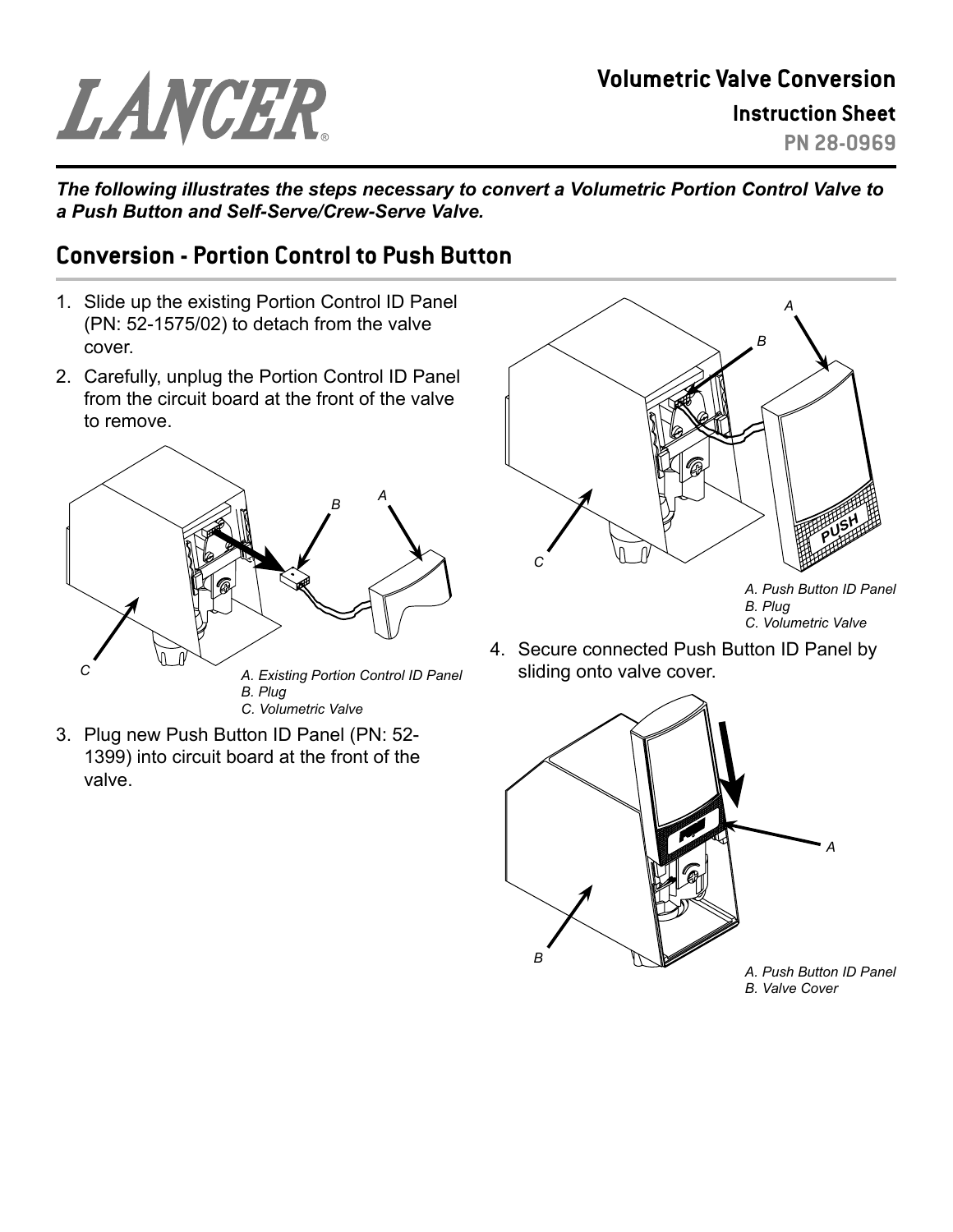# Volumetric Valve Conversion

## Instruction Sheet

**PN 28-0969**

***The following illustrates the steps necessary to convert a Volumetric Portion Control Valve to a Push Button and Self-Serve/Crew-Serve Valve.***

## Conversion - Portion Control to Push Button

1. Slide up the existing Portion Control ID Panel (PN: 52-1575/02) to detach from the valve cover.
2. Carefully, unplug the Portion Control ID Panel from the circuit board at the front of the valve to remove.

*A. Existing Portion Control ID Panel*
*B. Plug*
*C. Volumetric Valve*

3. Plug new Push Button ID Panel (PN: 52-1399) into circuit board at the front of the valve.

*A. Push Button ID Panel*
*B. Plug*
*C. Volumetric Valve*

4. Secure connected Push Button ID Panel by sliding onto valve cover.

*A. Push Button ID Panel*
*B. Valve Cover*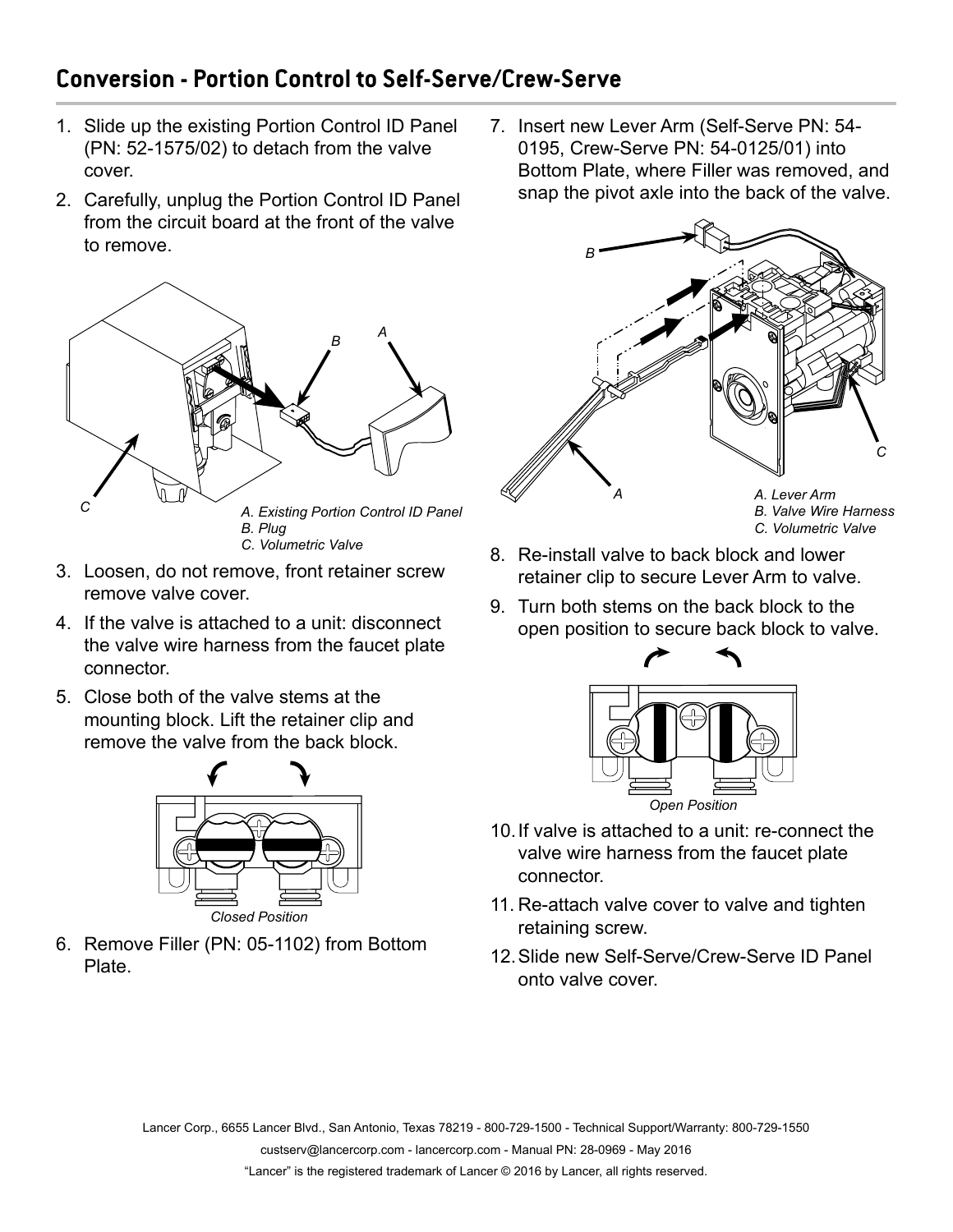## Conversion - Portion Control to Self-Serve/Crew-Serve

1. Slide up the existing Portion Control ID Panel (PN: 52-1575/02) to detach from the valve cover.
2. Carefully, unplug the Portion Control ID Panel from the circuit board at the front of the valve to remove.

A. Existing Portion Control ID Panel
B. Plug
C. Volumetric Valve

3. Loosen, do not remove, front retainer screw remove valve cover.
4. If the valve is attached to a unit: disconnect the valve wire harness from the faucet plate connector.
5. Close both of the valve stems at the mounting block. Lift the retainer clip and remove the valve from the back block.

Closed Position

6. Remove Filler (PN: 05-1102) from Bottom Plate.
7. Insert new Lever Arm (Self-Serve PN: 54-0195, Crew-Serve PN: 54-0125/01) into Bottom Plate, where Filler was removed, and snap the pivot axle into the back of the valve.

A. Lever Arm
B. Valve Wire Harness
C. Volumetric Valve

8. Re-install valve to back block and lower retainer clip to secure Lever Arm to valve.
9. Turn both stems on the back block to the open position to secure back block to valve.

Open Position

10. If valve is attached to a unit: re-connect the valve wire harness from the faucet plate connector.
11. Re-attach valve cover to valve and tighten retaining screw.
12. Slide new Self-Serve/Crew-Serve ID Panel onto valve cover.

Lancer Corp., 6655 Lancer Blvd., San Antonio, Texas 78219 - 800-729-1500 - Technical Support/Warranty: 800-729-1550
custserv@lancercorp.com - lancercorp.com - Manual PN: 28-0969 - May 2016
"Lancer" is the registered trademark of Lancer © 2016 by Lancer, all rights reserved.